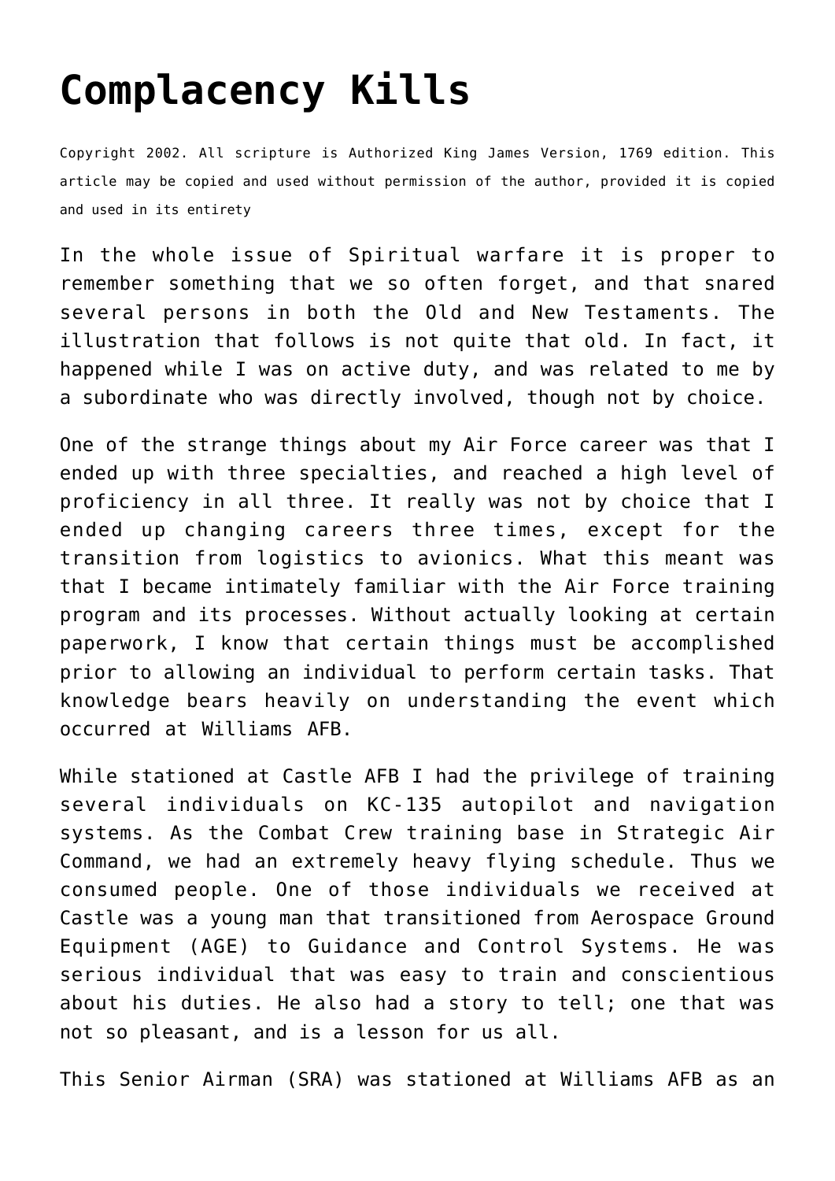# Complacency Kills

Copyright 2002. All scripture is Authorized King James Version, 1769 edition. This article may be copied and used without permission of the author, provided it is copied and used in its entirety

In the whole issue of Spiritual warfare it is proper to remember something that we so often forget, and that snared several persons in both the Old and New Testaments. The illustration that follows is not quite that old. In fact, it happened while I was on active duty, and was related to me by a subordinate who was directly involved, though not by choice.

One of the strange things about my Air Force career was that I ended up with three specialties, and reached a high level of proficiency in all three. It really was not by choice that I ended up changing careers three times, except for the transition from logistics to avionics. What this meant was that I became intimately familiar with the Air Force training program and its processes. Without actually looking at certain paperwork, I know that certain things must be accomplished prior to allowing an individual to perform certain tasks. That knowledge bears heavily on understanding the event which occurred at Williams AFB.

While stationed at Castle AFB I had the privilege of training several individuals on KC-135 autopilot and navigation systems. As the Combat Crew training base in Strategic Air Command, we had an extremely heavy flying schedule. Thus we consumed people. One of those individuals we received at Castle was a young man that transitioned from Aerospace Ground Equipment (AGE) to Guidance and Control Systems. He was serious individual that was easy to train and conscientious about his duties. He also had a story to tell; one that was not so pleasant, and is a lesson for us all.

This Senior Airman (SRA) was stationed at Williams AFB as an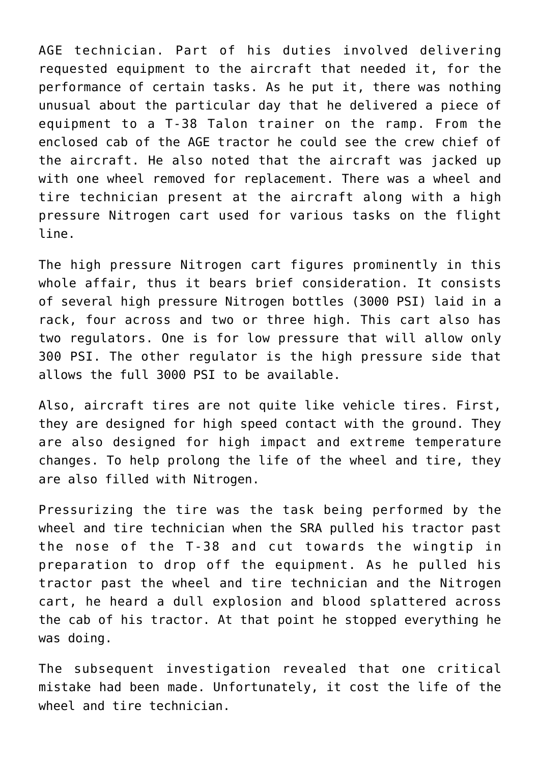AGE technician. Part of his duties involved delivering requested equipment to the aircraft that needed it, for the performance of certain tasks. As he put it, there was nothing unusual about the particular day that he delivered a piece of equipment to a T-38 Talon trainer on the ramp. From the enclosed cab of the AGE tractor he could see the crew chief of the aircraft. He also noted that the aircraft was jacked up with one wheel removed for replacement. There was a wheel and tire technician present at the aircraft along with a high pressure Nitrogen cart used for various tasks on the flight line.

The high pressure Nitrogen cart figures prominently in this whole affair, thus it bears brief consideration. It consists of several high pressure Nitrogen bottles (3000 PSI) laid in a rack, four across and two or three high. This cart also has two regulators. One is for low pressure that will allow only 300 PSI. The other regulator is the high pressure side that allows the full 3000 PSI to be available.

Also, aircraft tires are not quite like vehicle tires. First, they are designed for high speed contact with the ground. They are also designed for high impact and extreme temperature changes. To help prolong the life of the wheel and tire, they are also filled with Nitrogen.

Pressurizing the tire was the task being performed by the wheel and tire technician when the SRA pulled his tractor past the nose of the T-38 and cut towards the wingtip in preparation to drop off the equipment. As he pulled his tractor past the wheel and tire technician and the Nitrogen cart, he heard a dull explosion and blood splattered across the cab of his tractor. At that point he stopped everything he was doing.

The subsequent investigation revealed that one critical mistake had been made. Unfortunately, it cost the life of the wheel and tire technician.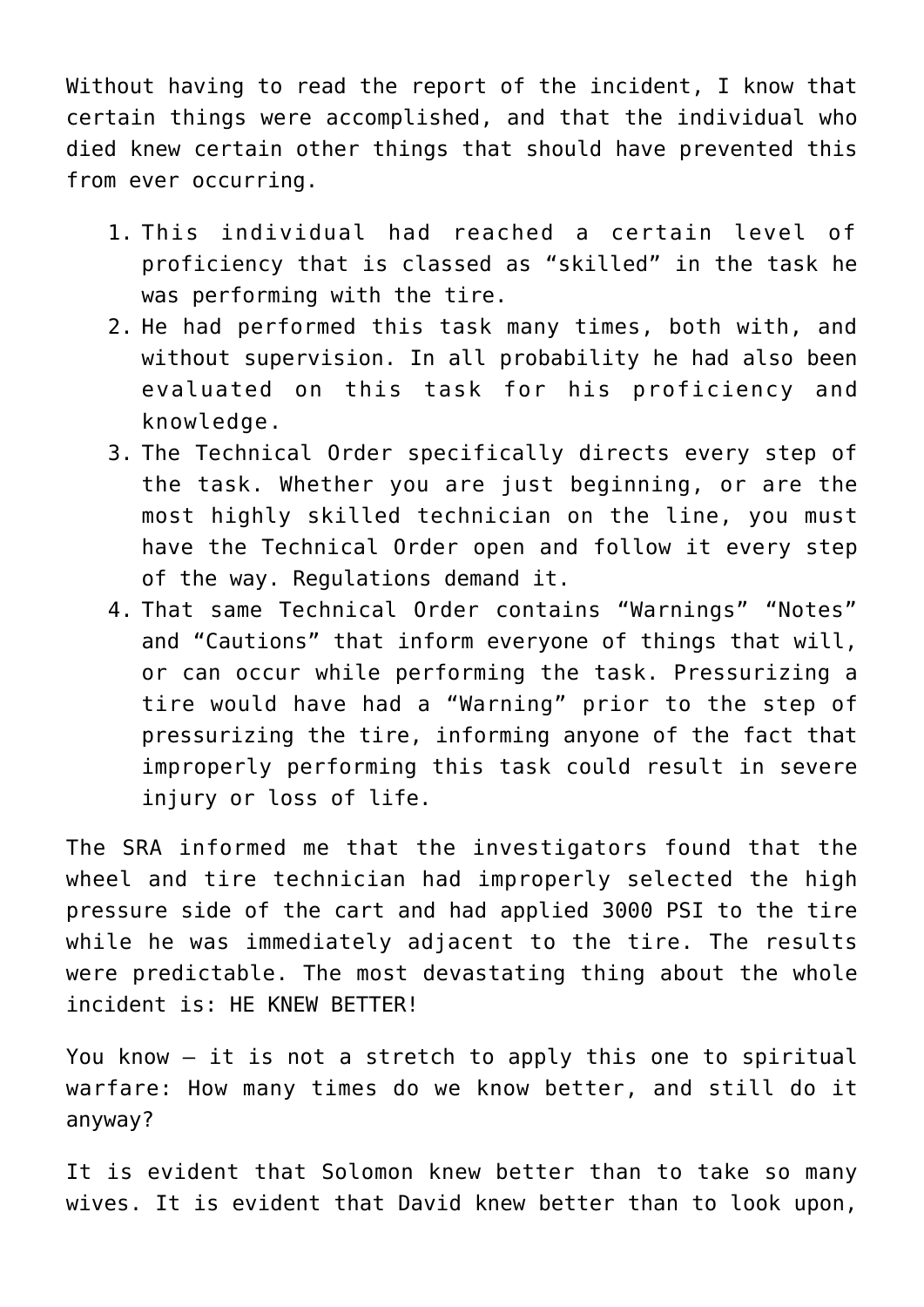Without having to read the report of the incident, I know that certain things were accomplished, and that the individual who died knew certain other things that should have prevented this from ever occurring.

1. This individual had reached a certain level of proficiency that is classed as "skilled" in the task he was performing with the tire.
2. He had performed this task many times, both with, and without supervision. In all probability he had also been evaluated on this task for his proficiency and knowledge.
3. The Technical Order specifically directs every step of the task. Whether you are just beginning, or are the most highly skilled technician on the line, you must have the Technical Order open and follow it every step of the way. Regulations demand it.
4. That same Technical Order contains "Warnings" "Notes" and "Cautions" that inform everyone of things that will, or can occur while performing the task. Pressurizing a tire would have had a "Warning" prior to the step of pressurizing the tire, informing anyone of the fact that improperly performing this task could result in severe injury or loss of life.

The SRA informed me that the investigators found that the wheel and tire technician had improperly selected the high pressure side of the cart and had applied 3000 PSI to the tire while he was immediately adjacent to the tire. The results were predictable. The most devastating thing about the whole incident is: HE KNEW BETTER!

You know – it is not a stretch to apply this one to spiritual warfare: How many times do we know better, and still do it anyway?

It is evident that Solomon knew better than to take so many wives. It is evident that David knew better than to look upon,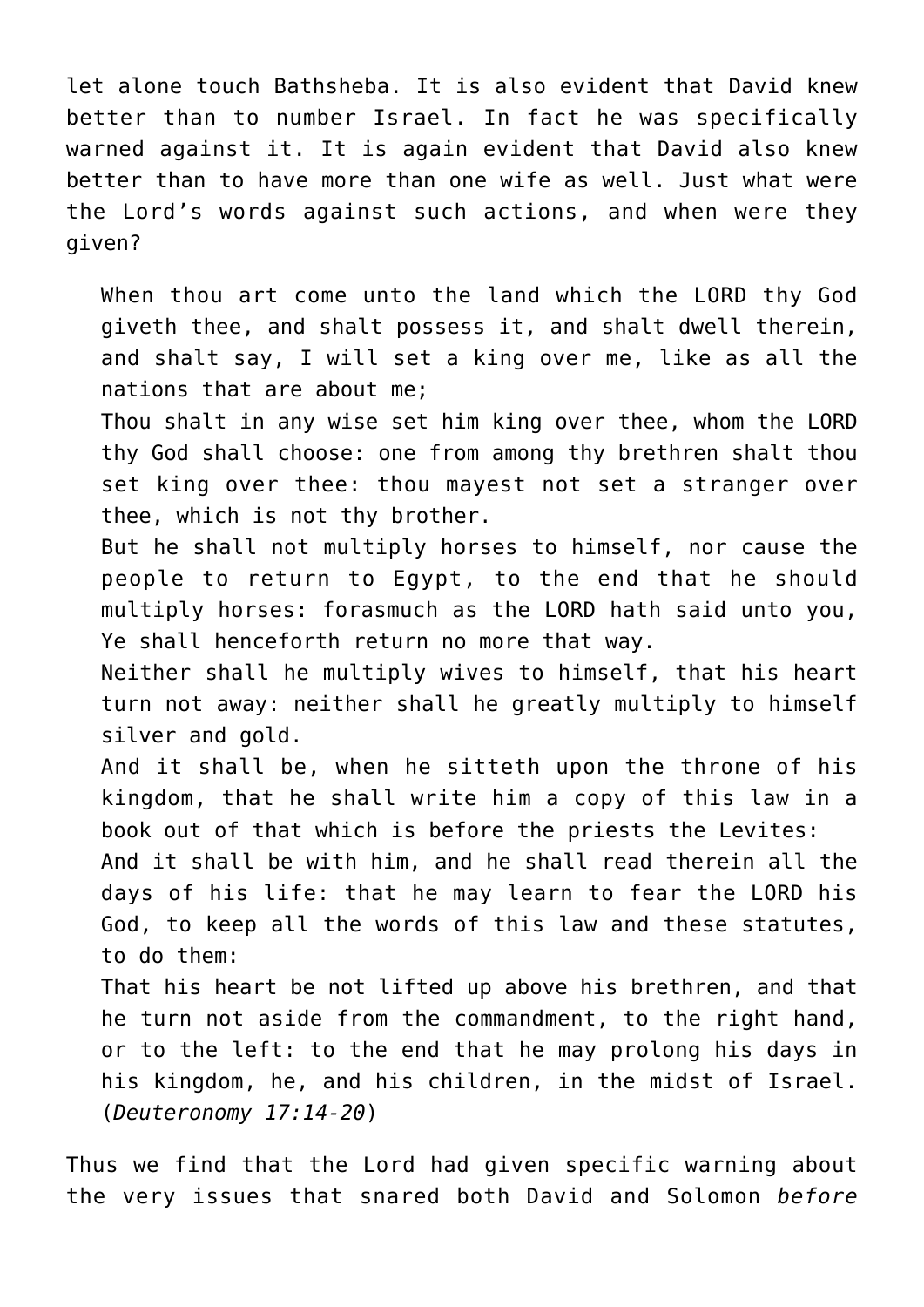let alone touch Bathsheba. It is also evident that David knew better than to number Israel. In fact he was specifically warned against it. It is again evident that David also knew better than to have more than one wife as well. Just what were the Lord's words against such actions, and when were they given?

> When thou art come unto the land which the LORD thy God giveth thee, and shalt possess it, and shalt dwell therein, and shalt say, I will set a king over me, like as all the nations that are about me;
> Thou shalt in any wise set him king over thee, whom the LORD thy God shall choose: one from among thy brethren shalt thou set king over thee: thou mayest not set a stranger over thee, which is not thy brother.
> But he shall not multiply horses to himself, nor cause the people to return to Egypt, to the end that he should multiply horses: forasmuch as the LORD hath said unto you, Ye shall henceforth return no more that way.
> Neither shall he multiply wives to himself, that his heart turn not away: neither shall he greatly multiply to himself silver and gold.
> And it shall be, when he sitteth upon the throne of his kingdom, that he shall write him a copy of this law in a book out of that which is before the priests the Levites:
> And it shall be with him, and he shall read therein all the days of his life: that he may learn to fear the LORD his God, to keep all the words of this law and these statutes, to do them:
> That his heart be not lifted up above his brethren, and that he turn not aside from the commandment, to the right hand, or to the left: to the end that he may prolong his days in his kingdom, he, and his children, in the midst of Israel. (*Deuteronomy 17:14-20*)

Thus we find that the Lord had given specific warning about the very issues that snared both David and Solomon *before*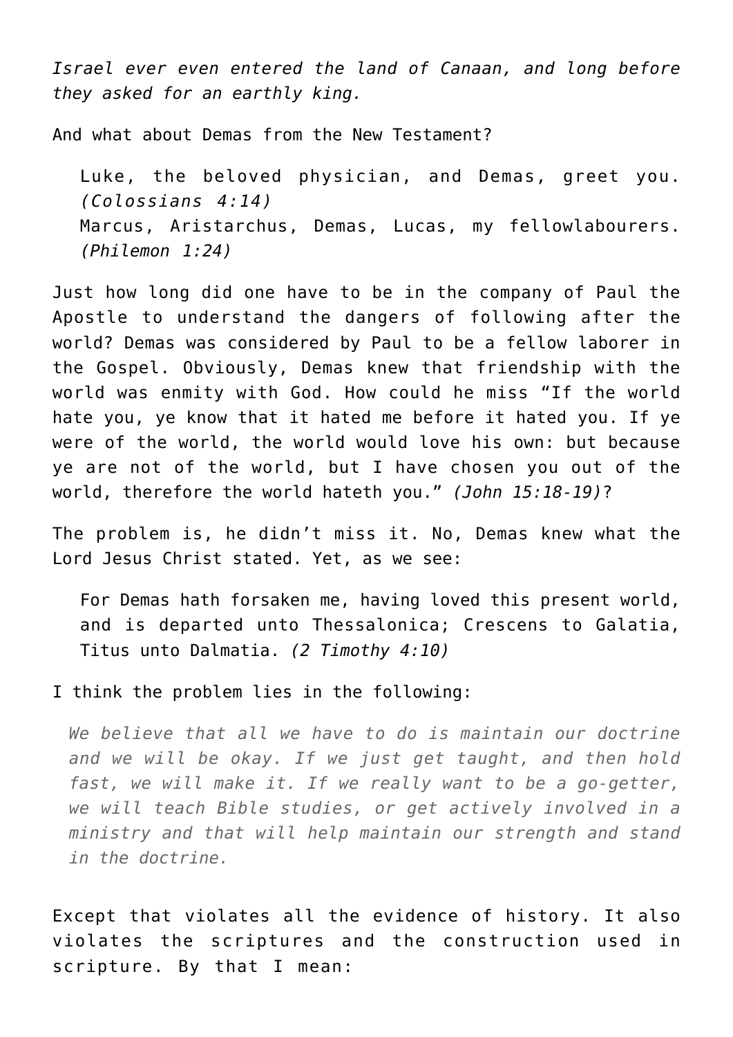*Israel ever even entered the land of Canaan, and long before they asked for an earthly king.*

And what about Demas from the New Testament?

> Luke, the beloved physician, and Demas, greet you. *(Colossians 4:14)*
> Marcus, Aristarchus, Demas, Lucas, my fellowlabourers. *(Philemon 1:24)*

Just how long did one have to be in the company of Paul the Apostle to understand the dangers of following after the world? Demas was considered by Paul to be a fellow laborer in the Gospel. Obviously, Demas knew that friendship with the world was enmity with God. How could he miss "If the world hate you, ye know that it hated me before it hated you. If ye were of the world, the world would love his own: but because ye are not of the world, but I have chosen you out of the world, therefore the world hateth you." *(John 15:18-19)*?

The problem is, he didn't miss it. No, Demas knew what the Lord Jesus Christ stated. Yet, as we see:

> For Demas hath forsaken me, having loved this present world, and is departed unto Thessalonica; Crescens to Galatia, Titus unto Dalmatia. *(2 Timothy 4:10)*

I think the problem lies in the following:

> *We believe that all we have to do is maintain our doctrine and we will be okay. If we just get taught, and then hold fast, we will make it. If we really want to be a go-getter, we will teach Bible studies, or get actively involved in a ministry and that will help maintain our strength and stand in the doctrine.*

Except that violates all the evidence of history. It also violates the scriptures and the construction used in scripture. By that I mean: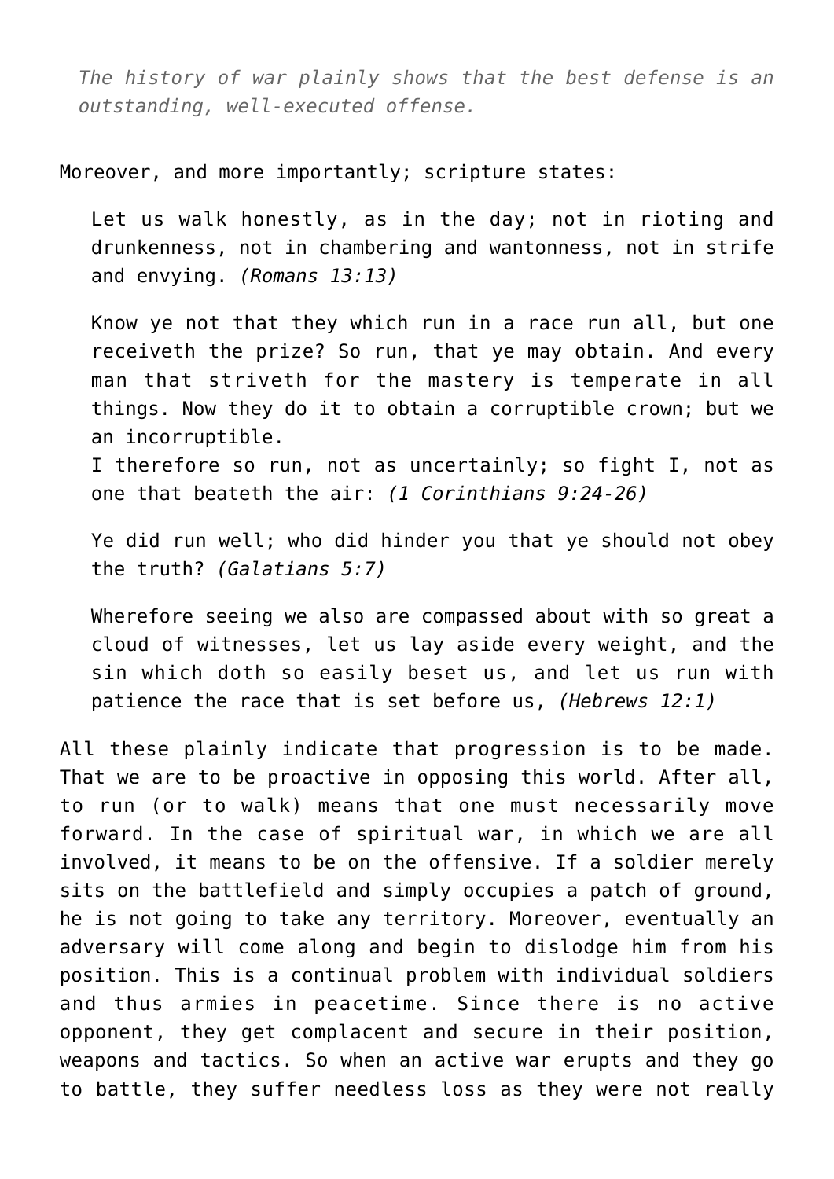> *The history of war plainly shows that the best defense is an outstanding, well-executed offense.*

Moreover, and more importantly; scripture states:

> Let us walk honestly, as in the day; not in rioting and drunkenness, not in chambering and wantonness, not in strife and envying. *(Romans 13:13)*

> Know ye not that they which run in a race run all, but one receiveth the prize? So run, that ye may obtain. And every man that striveth for the mastery is temperate in all things. Now they do it to obtain a corruptible crown; but we an incorruptible.
> I therefore so run, not as uncertainly; so fight I, not as one that beateth the air: *(1 Corinthians 9:24-26)*

> Ye did run well; who did hinder you that ye should not obey the truth? *(Galatians 5:7)*

> Wherefore seeing we also are compassed about with so great a cloud of witnesses, let us lay aside every weight, and the sin which doth so easily beset us, and let us run with patience the race that is set before us, *(Hebrews 12:1)*

All these plainly indicate that progression is to be made. That we are to be proactive in opposing this world. After all, to run (or to walk) means that one must necessarily move forward. In the case of spiritual war, in which we are all involved, it means to be on the offensive. If a soldier merely sits on the battlefield and simply occupies a patch of ground, he is not going to take any territory. Moreover, eventually an adversary will come along and begin to dislodge him from his position. This is a continual problem with individual soldiers and thus armies in peacetime. Since there is no active opponent, they get complacent and secure in their position, weapons and tactics. So when an active war erupts and they go to battle, they suffer needless loss as they were not really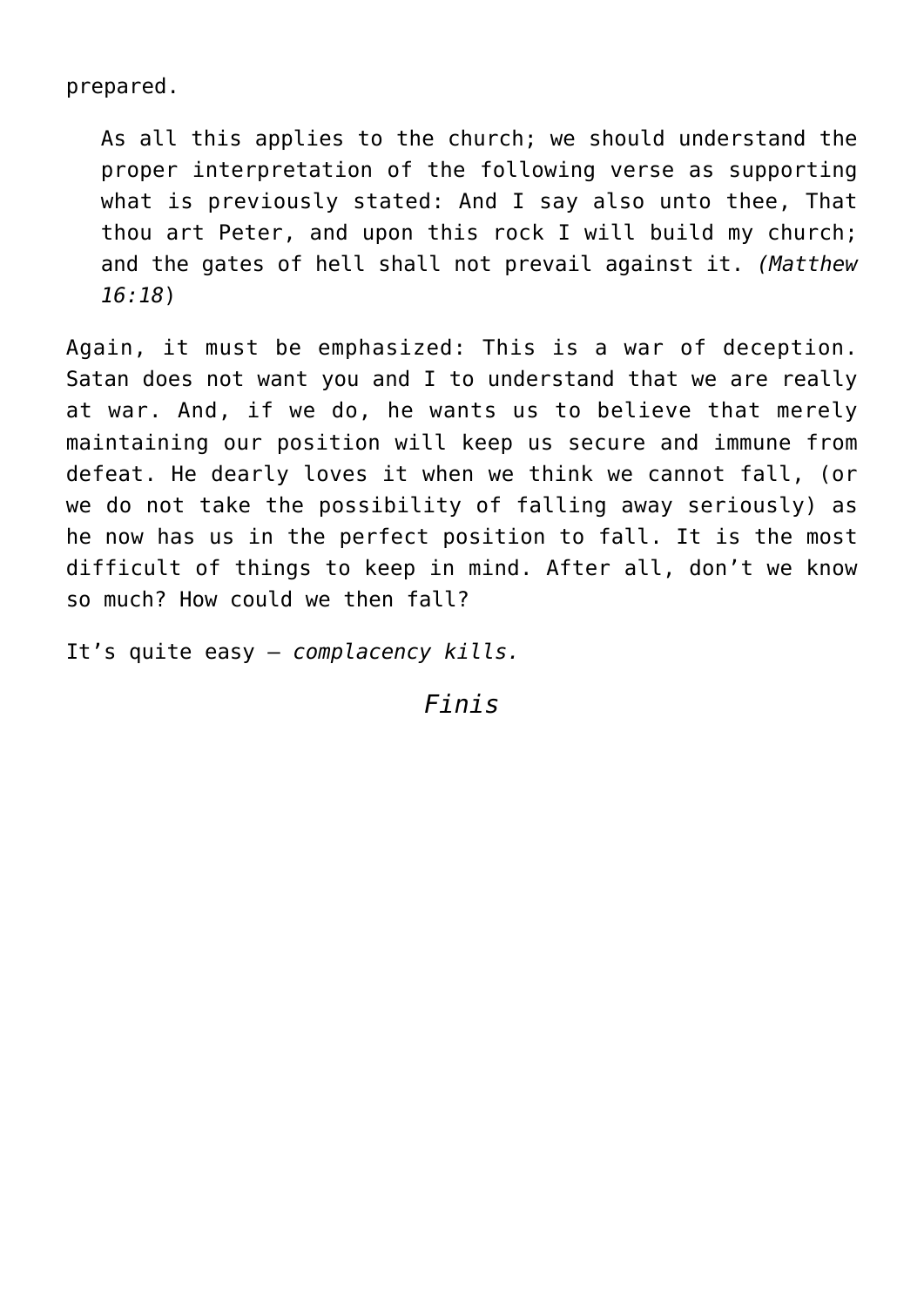prepared.

> As all this applies to the church; we should understand the proper interpretation of the following verse as supporting what is previously stated: And I say also unto thee, That thou art Peter, and upon this rock I will build my church; and the gates of hell shall not prevail against it. *(Matthew 16:18*)

Again, it must be emphasized: This is a war of deception. Satan does not want you and I to understand that we are really at war. And, if we do, he wants us to believe that merely maintaining our position will keep us secure and immune from defeat. He dearly loves it when we think we cannot fall, (or we do not take the possibility of falling away seriously) as he now has us in the perfect position to fall. It is the most difficult of things to keep in mind. After all, don't we know so much? How could we then fall?

It's quite easy – *complacency kills.*

*Finis*